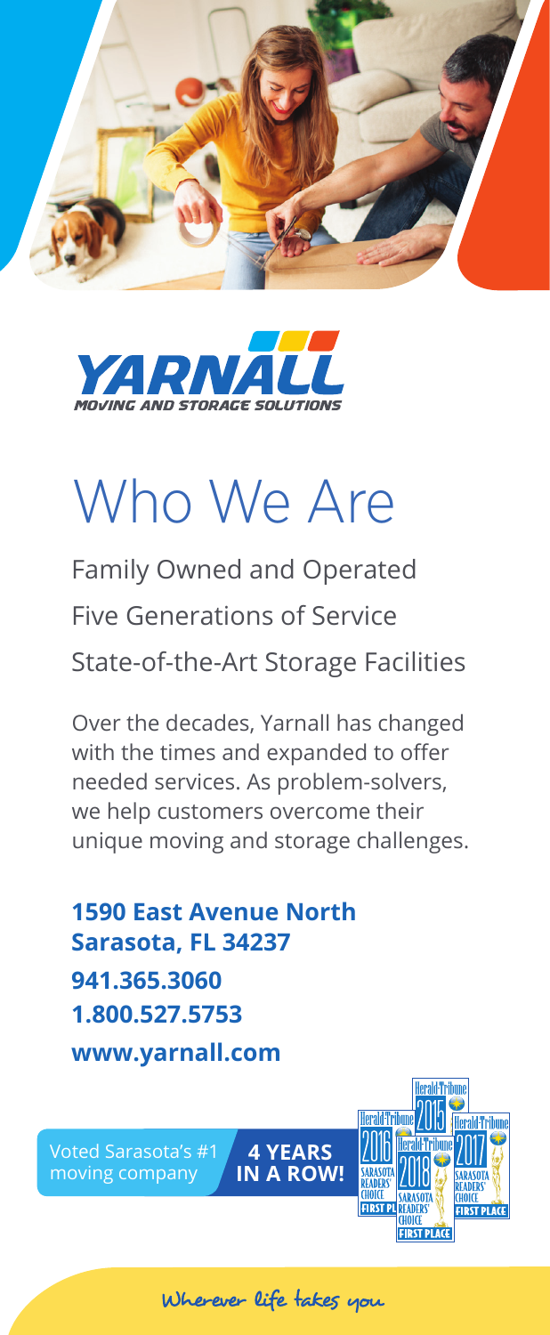YARNALL

MOVING AND STORAGE SOLUTIONS

# Who We Are

Family Owned and Operated

Five Generations of Service

State-of-the-Art Storage Facilities

Over the decades, Yarnall has changed with the times and expanded to offer needed services. As problem-solvers, we help customers overcome their unique moving and storage challenges.

**1590 East Avenue North**
**Sarasota, FL 34237**

**941.365.3060**

**1.800.527.5753**

**www.yarnall.com**

Voted Sarasota's #1 moving company **4 YEARS IN A ROW!**

Herald-Tribune 2015 · Herald-Tribune 2016 Sarasota Readers' Choice First Place · Herald-Tribune 2017 Sarasota Readers' Choice First Place · Herald-Tribune 2018 Sarasota Readers' Choice First Place

Wherever life takes you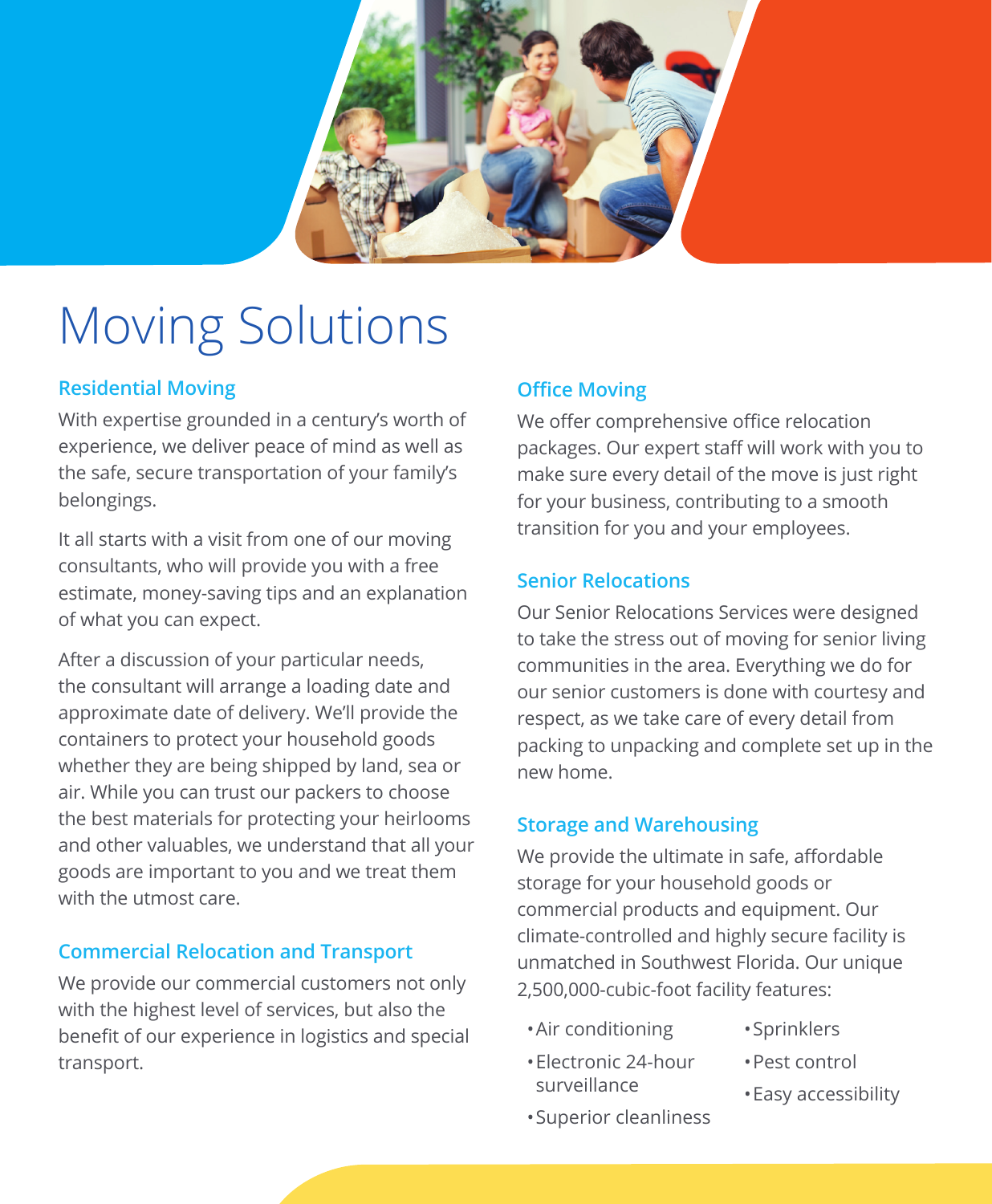# Moving Solutions

## Residential Moving

With expertise grounded in a century's worth of experience, we deliver peace of mind as well as the safe, secure transportation of your family's belongings.

It all starts with a visit from one of our moving consultants, who will provide you with a free estimate, money-saving tips and an explanation of what you can expect.

After a discussion of your particular needs, the consultant will arrange a loading date and approximate date of delivery. We'll provide the containers to protect your household goods whether they are being shipped by land, sea or air. While you can trust our packers to choose the best materials for protecting your heirlooms and other valuables, we understand that all your goods are important to you and we treat them with the utmost care.

## Commercial Relocation and Transport

We provide our commercial customers not only with the highest level of services, but also the benefit of our experience in logistics and special transport.

## Office Moving

We offer comprehensive office relocation packages. Our expert staff will work with you to make sure every detail of the move is just right for your business, contributing to a smooth transition for you and your employees.

## Senior Relocations

Our Senior Relocations Services were designed to take the stress out of moving for senior living communities in the area. Everything we do for our senior customers is done with courtesy and respect, as we take care of every detail from packing to unpacking and complete set up in the new home.

## Storage and Warehousing

We provide the ultimate in safe, affordable storage for your household goods or commercial products and equipment. Our climate-controlled and highly secure facility is unmatched in Southwest Florida. Our unique 2,500,000-cubic-foot facility features:

- Air conditioning
- Electronic 24-hour surveillance
- Superior cleanliness
- Sprinklers
- Pest control
- Easy accessibility